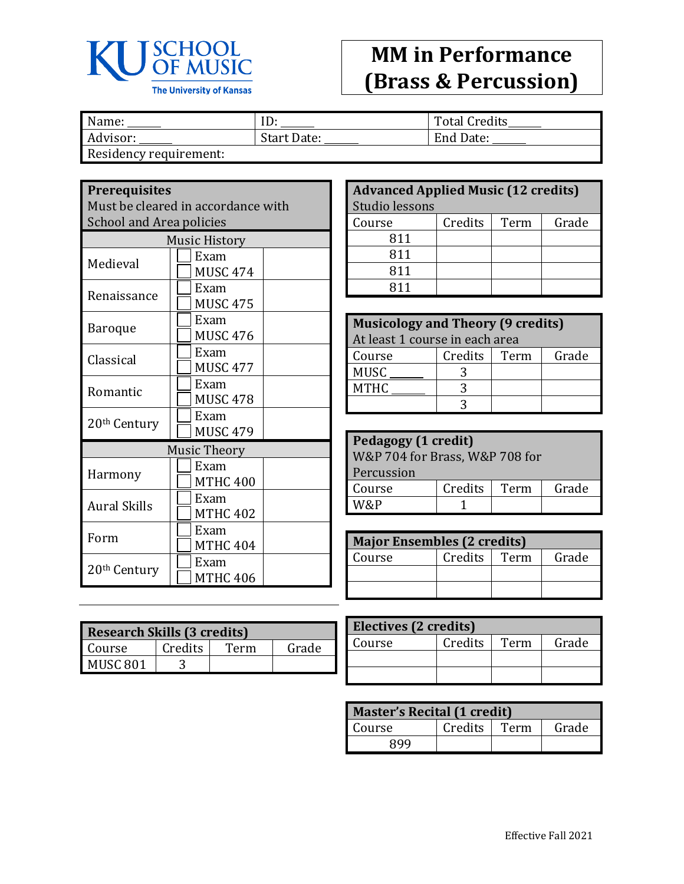KU SCHOOL OF MUSIC
The University of Kansas

# MM in Performance (Brass & Percussion)

| Name: ______ | ID: ______ | Total Credits______ |
|---|---|---|
| Advisor: ______ | Start Date: ______ | End Date: ______ |
| Residency requirement: | | |

## Prerequisites

Must be cleared in accordance with School and Area policies

| Music History | | |
|---|---|---|
| Medieval | ☐ Exam<br>☐ MUSC 474 | |
| Renaissance | ☐ Exam<br>☐ MUSC 475 | |
| Baroque | ☐ Exam<br>☐ MUSC 476 | |
| Classical | ☐ Exam<br>☐ MUSC 477 | |
| Romantic | ☐ Exam<br>☐ MUSC 478 | |
| 20th Century | ☐ Exam<br>☐ MUSC 479 | |
| **Music Theory** | | |
| Harmony | ☐ Exam<br>☐ MTHC 400 | |
| Aural Skills | ☐ Exam<br>☐ MTHC 402 | |
| Form | ☐ Exam<br>☐ MTHC 404 | |
| 20th Century | ☐ Exam<br>☐ MTHC 406 | |

## Research Skills (3 credits)

| Course | Credits | Term | Grade |
|---|---|---|---|
| MUSC 801 | 3 | | |

## Advanced Applied Music (12 credits)

Studio lessons

| Course | Credits | Term | Grade |
|---|---|---|---|
| 811 | | | |
| 811 | | | |
| 811 | | | |
| 811 | | | |

## Musicology and Theory (9 credits)

At least 1 course in each area

| Course | Credits | Term | Grade |
|---|---|---|---|
| MUSC _____ | 3 | | |
| MTHC _____ | 3 | | |
| | 3 | | |

## Pedagogy (1 credit)

W&P 704 for Brass, W&P 708 for Percussion

| Course | Credits | Term | Grade |
|---|---|---|---|
| W&P | 1 | | |

## Major Ensembles (2 credits)

| Course | Credits | Term | Grade |
|---|---|---|---|
| | | | |
| | | | |

## Electives (2 credits)

| Course | Credits | Term | Grade |
|---|---|---|---|
| | | | |
| | | | |

## Master's Recital (1 credit)

| Course | Credits | Term | Grade |
|---|---|---|---|
| 899 | | | |

Effective Fall 2021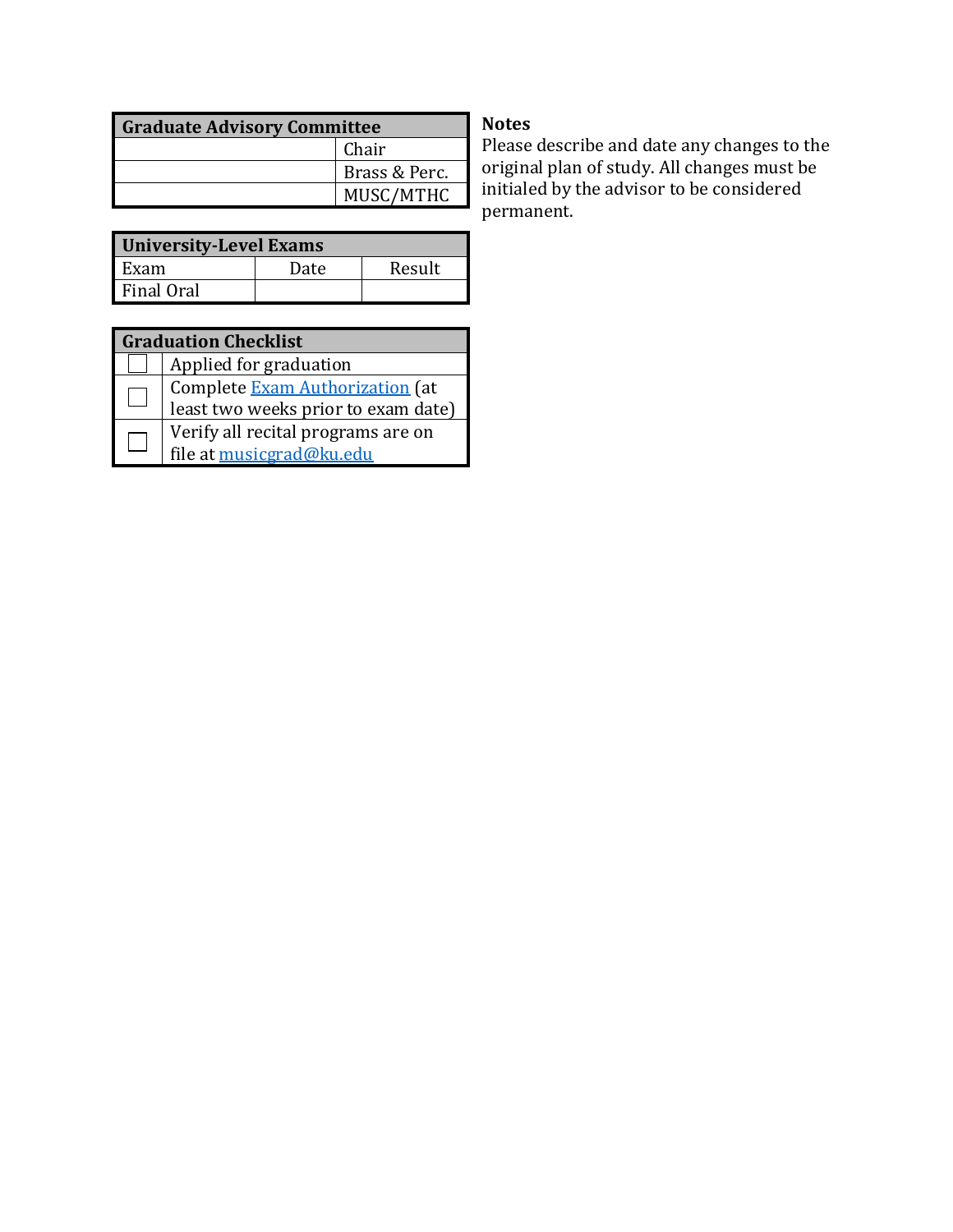| Graduate Advisory Committee | |
| --- | --- |
| | Chair |
| | Brass & Perc. |
| | MUSC/MTHC |

| University-Level Exams | | |
| --- | --- | --- |
| Exam | Date | Result |
| Final Oral | | |

| Graduation Checklist | |
| --- | --- |
| ☐ | Applied for graduation |
| ☐ | Complete Exam Authorization (at least two weeks prior to exam date) |
| ☐ | Verify all recital programs are on file at musicgrad@ku.edu |

**Notes**

Please describe and date any changes to the original plan of study. All changes must be initialed by the advisor to be considered permanent.